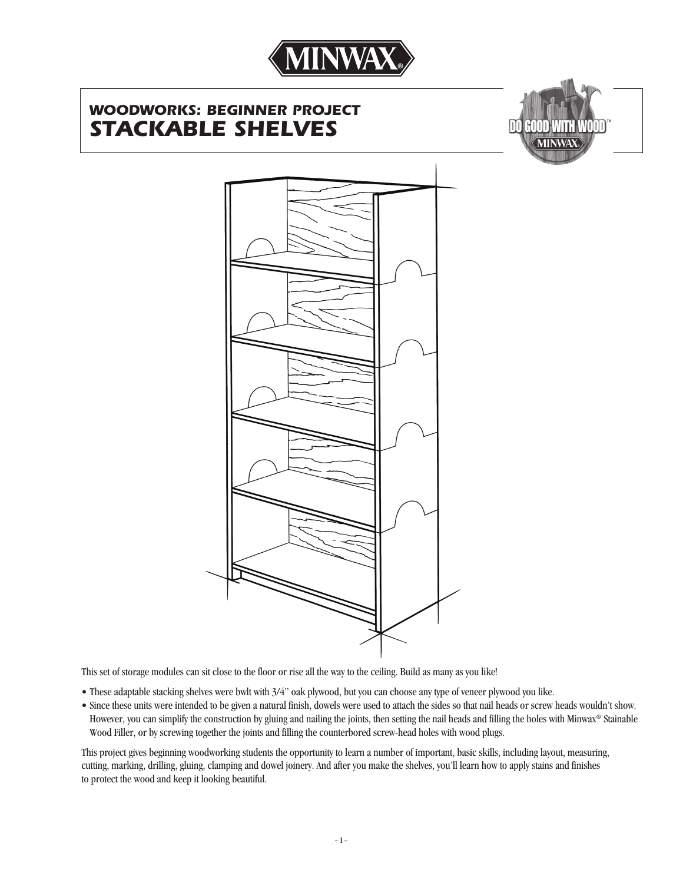# WOODWORKS: BEGINNER PROJECT
## STACKABLE SHELVES

This set of storage modules can sit close to the floor or rise all the way to the ceiling. Build as many as you like!

- These adaptable stacking shelves were bwlt with 3/4" oak plywood, but you can choose any type of veneer plywood you like.
- Since these units were intended to be given a natural finish, dowels were used to attach the sides so that nail heads or screw heads wouldn't show. However, you can simplify the construction by gluing and nailing the joints, then setting the nail heads and filling the holes with Minwax® Stainable Wood Filler, or by screwing together the joints and filling the counterbored screw-head holes with wood plugs.

This project gives beginning woodworking students the opportunity to learn a number of important, basic skills, including layout, measuring, cutting, marking, drilling, gluing, clamping and dowel joinery. And after you make the shelves, you'll learn how to apply stains and finishes to protect the wood and keep it looking beautiful.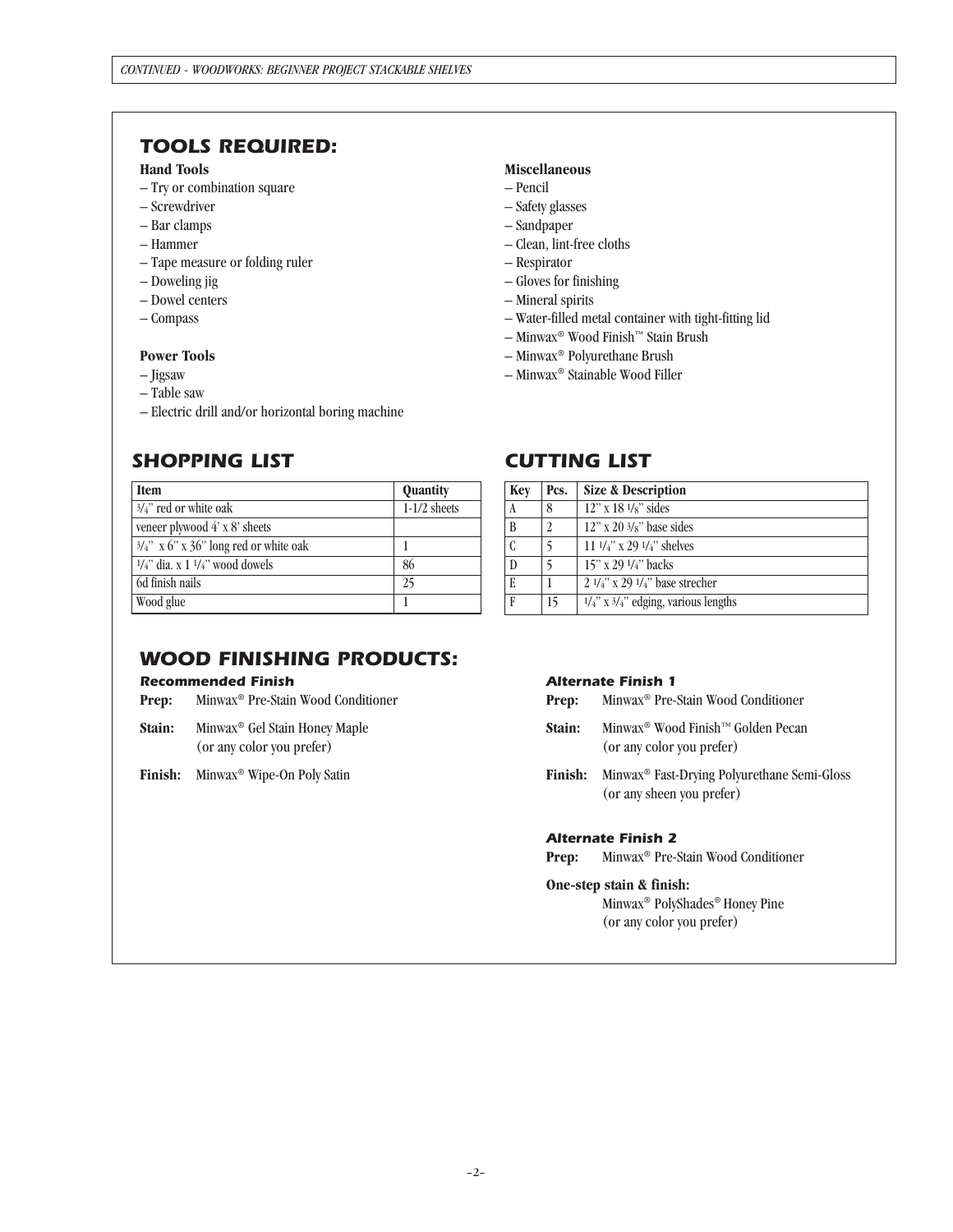## TOOLS REQUIRED:

**Hand Tools**
- – Try or combination square
- – Screwdriver
- – Bar clamps
- – Hammer
- – Tape measure or folding ruler
- – Doweling jig
- – Dowel centers
- – Compass

**Power Tools**
- – Jigsaw
- – Table saw
- – Electric drill and/or horizontal boring machine

**Miscellaneous**
- – Pencil
- – Safety glasses
- – Sandpaper
- – Clean, lint-free cloths
- – Respirator
- – Gloves for finishing
- – Mineral spirits
- – Water-filled metal container with tight-fitting lid
- – Minwax® Wood Finish™ Stain Brush
- – Minwax® Polyurethane Brush
- – Minwax® Stainable Wood Filler

## SHOPPING LIST

| Item | Quantity |
|---|---|
| 3/4" red or white oak | 1-1/2 sheets |
| veneer plywood 4' x 8' sheets | |
| 3/4" x 6" x 36" long red or white oak | 1 |
| 1/4" dia. x 1 1/4" wood dowels | 86 |
| 6d finish nails | 25 |
| Wood glue | 1 |

## CUTTING LIST

| Key | Pcs. | Size & Description |
|---|---|---|
| A | 8 | 12" x 18 1/8" sides |
| B | 2 | 12" x 20 3/8" base sides |
| C | 5 | 11 1/4" x 29 1/4" shelves |
| D | 5 | 15" x 29 1/4" backs |
| E | 1 | 2 1/4" x 29 1/4" base strecher |
| F | 15 | 1/4" x 3/4" edging, various lengths |

## WOOD FINISHING PRODUCTS:

### Recommended Finish

**Prep:** Minwax® Pre-Stain Wood Conditioner

**Stain:** Minwax® Gel Stain Honey Maple (or any color you prefer)

**Finish:** Minwax® Wipe-On Poly Satin

### Alternate Finish 1

**Prep:** Minwax® Pre-Stain Wood Conditioner

**Stain:** Minwax® Wood Finish™ Golden Pecan (or any color you prefer)

**Finish:** Minwax® Fast-Drying Polyurethane Semi-Gloss (or any sheen you prefer)

### Alternate Finish 2

**Prep:** Minwax® Pre-Stain Wood Conditioner

**One-step stain & finish:** Minwax® PolyShades® Honey Pine (or any color you prefer)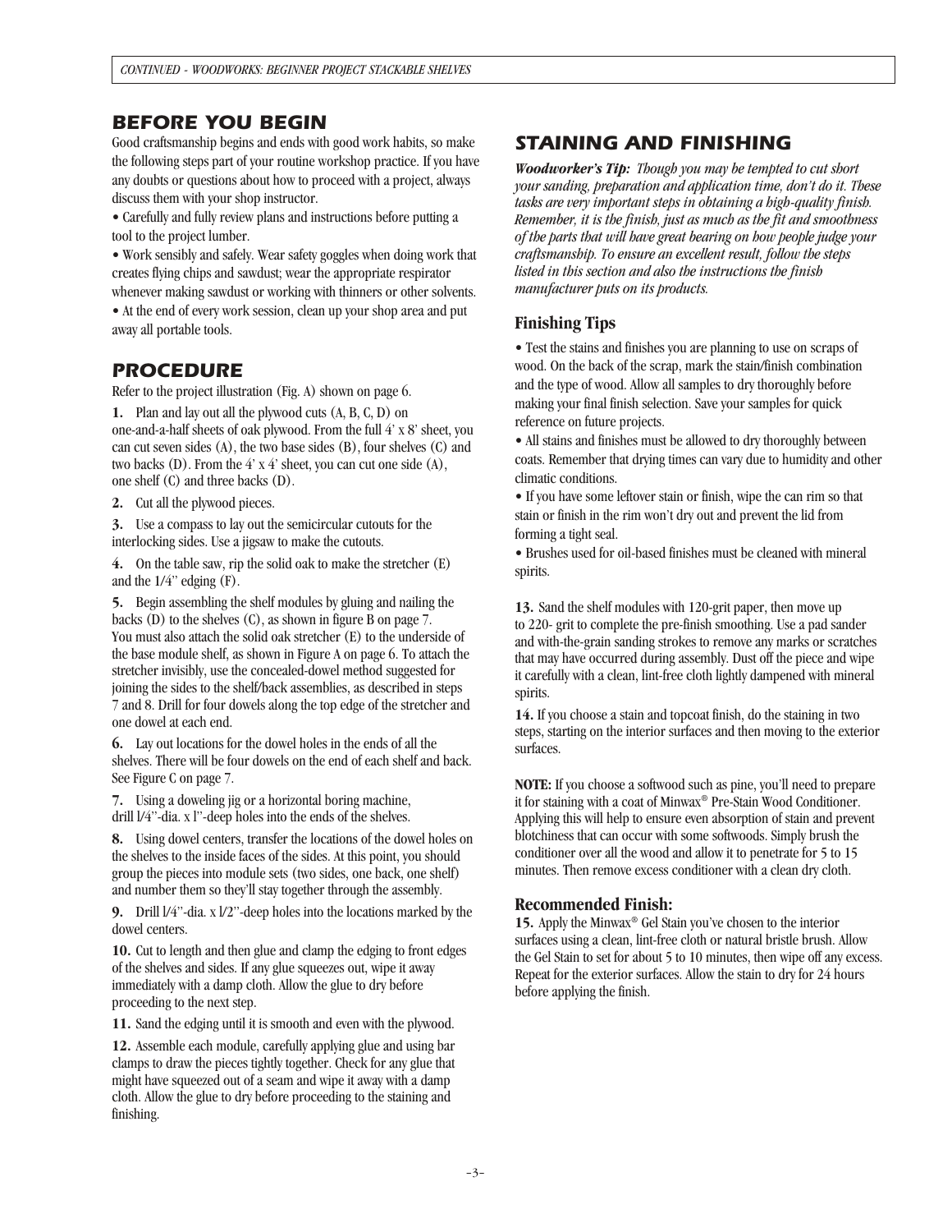## BEFORE YOU BEGIN

Good craftsmanship begins and ends with good work habits, so make the following steps part of your routine workshop practice. If you have any doubts or questions about how to proceed with a project, always discuss them with your shop instructor.

- Carefully and fully review plans and instructions before putting a tool to the project lumber.
- Work sensibly and safely. Wear safety goggles when doing work that creates flying chips and sawdust; wear the appropriate respirator whenever making sawdust or working with thinners or other solvents.
- At the end of every work session, clean up your shop area and put away all portable tools.

## PROCEDURE

Refer to the project illustration (Fig. A) shown on page 6.

**1.** Plan and lay out all the plywood cuts (A, B, C, D) on one-and-a-half sheets of oak plywood. From the full 4' x 8' sheet, you can cut seven sides (A), the two base sides (B), four shelves (C) and two backs (D). From the 4' x 4' sheet, you can cut one side (A), one shelf (C) and three backs (D).

**2.** Cut all the plywood pieces.

**3.** Use a compass to lay out the semicircular cutouts for the interlocking sides. Use a jigsaw to make the cutouts.

**4.** On the table saw, rip the solid oak to make the stretcher (E) and the 1/4" edging (F).

**5.** Begin assembling the shelf modules by gluing and nailing the backs (D) to the shelves (C), as shown in figure B on page 7. You must also attach the solid oak stretcher (E) to the underside of the base module shelf, as shown in Figure A on page 6. To attach the stretcher invisibly, use the concealed-dowel method suggested for joining the sides to the shelf/back assemblies, as described in steps 7 and 8. Drill for four dowels along the top edge of the stretcher and one dowel at each end.

**6.** Lay out locations for the dowel holes in the ends of all the shelves. There will be four dowels on the end of each shelf and back. See Figure C on page 7.

**7.** Using a doweling jig or a horizontal boring machine, drill l/4"-dia. x l"-deep holes into the ends of the shelves.

**8.** Using dowel centers, transfer the locations of the dowel holes on the shelves to the inside faces of the sides. At this point, you should group the pieces into module sets (two sides, one back, one shelf) and number them so they'll stay together through the assembly.

**9.** Drill l/4"-dia. x l/2"-deep holes into the locations marked by the dowel centers.

**10.** Cut to length and then glue and clamp the edging to front edges of the shelves and sides. If any glue squeezes out, wipe it away immediately with a damp cloth. Allow the glue to dry before proceeding to the next step.

**11.** Sand the edging until it is smooth and even with the plywood.

**12.** Assemble each module, carefully applying glue and using bar clamps to draw the pieces tightly together. Check for any glue that might have squeezed out of a seam and wipe it away with a damp cloth. Allow the glue to dry before proceeding to the staining and finishing.

## STAINING AND FINISHING

***Woodworker's Tip:*** *Though you may be tempted to cut short your sanding, preparation and application time, don't do it. These tasks are very important steps in obtaining a high-quality finish. Remember, it is the finish, just as much as the fit and smoothness of the parts that will have great bearing on how people judge your craftsmanship. To ensure an excellent result, follow the steps listed in this section and also the instructions the finish manufacturer puts on its products.*

### Finishing Tips

- Test the stains and finishes you are planning to use on scraps of wood. On the back of the scrap, mark the stain/finish combination and the type of wood. Allow all samples to dry thoroughly before making your final finish selection. Save your samples for quick reference on future projects.
- All stains and finishes must be allowed to dry thoroughly between coats. Remember that drying times can vary due to humidity and other climatic conditions.
- If you have some leftover stain or finish, wipe the can rim so that stain or finish in the rim won't dry out and prevent the lid from forming a tight seal.
- Brushes used for oil-based finishes must be cleaned with mineral spirits.

**13.** Sand the shelf modules with 120-grit paper, then move up to 220- grit to complete the pre-finish smoothing. Use a pad sander and with-the-grain sanding strokes to remove any marks or scratches that may have occurred during assembly. Dust off the piece and wipe it carefully with a clean, lint-free cloth lightly dampened with mineral spirits.

**14.** If you choose a stain and topcoat finish, do the staining in two steps, starting on the interior surfaces and then moving to the exterior surfaces.

**NOTE:** If you choose a softwood such as pine, you'll need to prepare it for staining with a coat of Minwax® Pre-Stain Wood Conditioner. Applying this will help to ensure even absorption of stain and prevent blotchiness that can occur with some softwoods. Simply brush the conditioner over all the wood and allow it to penetrate for 5 to 15 minutes. Then remove excess conditioner with a clean dry cloth.

### Recommended Finish:

**15.** Apply the Minwax® Gel Stain you've chosen to the interior surfaces using a clean, lint-free cloth or natural bristle brush. Allow the Gel Stain to set for about 5 to 10 minutes, then wipe off any excess. Repeat for the exterior surfaces. Allow the stain to dry for 24 hours before applying the finish.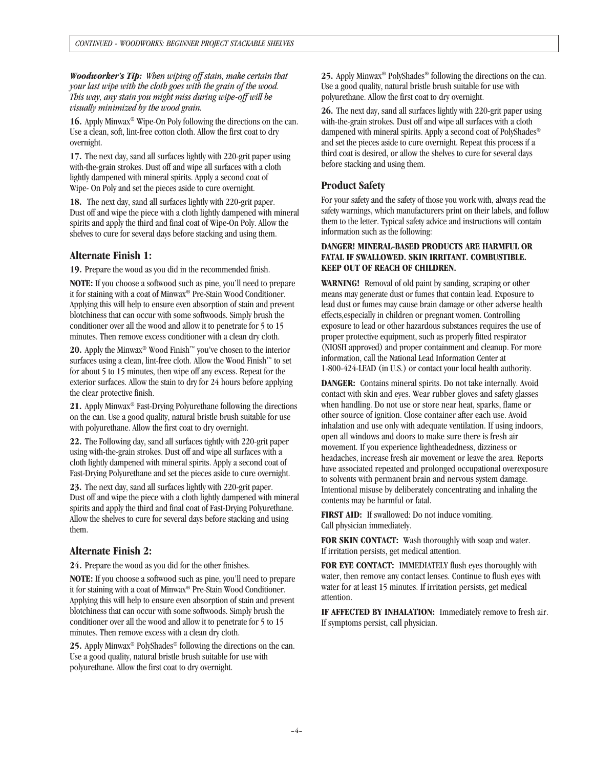***Woodworker's Tip:*** *When wiping off stain, make certain that your last wipe with the cloth goes with the grain of the wood. This way, any stain you might miss during wipe-off will be visually minimized by the wood grain.*

**16.** Apply Minwax® Wipe-On Poly following the directions on the can. Use a clean, soft, lint-free cotton cloth. Allow the first coat to dry overnight.

**17.** The next day, sand all surfaces lightly with 220-grit paper using with-the-grain strokes. Dust off and wipe all surfaces with a cloth lightly dampened with mineral spirits. Apply a second coat of Wipe- On Poly and set the pieces aside to cure overnight.

**18.** The next day, sand all surfaces lightly with 220-grit paper. Dust off and wipe the piece with a cloth lightly dampened with mineral spirits and apply the third and final coat of Wipe-On Poly. Allow the shelves to cure for several days before stacking and using them.

## Alternate Finish 1:

**19.** Prepare the wood as you did in the recommended finish.

**NOTE:** If you choose a softwood such as pine, you'll need to prepare it for staining with a coat of Minwax® Pre-Stain Wood Conditioner. Applying this will help to ensure even absorption of stain and prevent blotchiness that can occur with some softwoods. Simply brush the conditioner over all the wood and allow it to penetrate for 5 to 15 minutes. Then remove excess conditioner with a clean dry cloth.

**20.** Apply the Minwax® Wood Finish™ you've chosen to the interior surfaces using a clean, lint-free cloth. Allow the Wood Finish™ to set for about 5 to 15 minutes, then wipe off any excess. Repeat for the exterior surfaces. Allow the stain to dry for 24 hours before applying the clear protective finish.

**21.** Apply Minwax® Fast-Drying Polyurethane following the directions on the can. Use a good quality, natural bristle brush suitable for use with polyurethane. Allow the first coat to dry overnight.

**22.** The Following day, sand all surfaces tightly with 220-grit paper using with-the-grain strokes. Dust off and wipe all surfaces with a cloth lightly dampened with mineral spirits. Apply a second coat of Fast-Drying Polyurethane and set the pieces aside to cure overnight.

**23.** The next day, sand all surfaces lightly with 220-grit paper. Dust off and wipe the piece with a cloth lightly dampened with mineral spirits and apply the third and final coat of Fast-Drying Polyurethane. Allow the shelves to cure for several days before stacking and using them.

## Alternate Finish 2:

**24.** Prepare the wood as you did for the other finishes.

**NOTE:** If you choose a softwood such as pine, you'll need to prepare it for staining with a coat of Minwax® Pre-Stain Wood Conditioner. Applying this will help to ensure even absorption of stain and prevent blotchiness that can occur with some softwoods. Simply brush the conditioner over all the wood and allow it to penetrate for 5 to 15 minutes. Then remove excess with a clean dry cloth.

**25.** Apply Minwax® PolyShades® following the directions on the can. Use a good quality, natural bristle brush suitable for use with polyurethane. Allow the first coat to dry overnight.

**25.** Apply Minwax® PolyShades® following the directions on the can. Use a good quality, natural bristle brush suitable for use with polyurethane. Allow the first coat to dry overnight.

**26.** The next day, sand all surfaces lightly with 220-grit paper using with-the-grain strokes. Dust off and wipe all surfaces with a cloth dampened with mineral spirits. Apply a second coat of PolyShades® and set the pieces aside to cure overnight. Repeat this process if a third coat is desired, or allow the shelves to cure for several days before stacking and using them.

## Product Safety

For your safety and the safety of those you work with, always read the safety warnings, which manufacturers print on their labels, and follow them to the letter. Typical safety advice and instructions will contain information such as the following:

**DANGER! MINERAL-BASED PRODUCTS ARE HARMFUL OR FATAL IF SWALLOWED. SKIN IRRITANT. COMBUSTIBLE. KEEP OUT OF REACH OF CHILDREN.**

**WARNING!** Removal of old paint by sanding, scraping or other means may generate dust or fumes that contain lead. Exposure to lead dust or fumes may cause brain damage or other adverse health effects,especially in children or pregnant women. Controlling exposure to lead or other hazardous substances requires the use of proper protective equipment, such as properly fitted respirator (NIOSH approved) and proper containment and cleanup. For more information, call the National Lead Information Center at 1-800-424-LEAD (in U.S.) or contact your local health authority.

**DANGER:** Contains mineral spirits. Do not take internally. Avoid contact with skin and eyes. Wear rubber gloves and safety glasses when handling. Do not use or store near heat, sparks, flame or other source of ignition. Close container after each use. Avoid inhalation and use only with adequate ventilation. If using indoors, open all windows and doors to make sure there is fresh air movement. If you experience lightheadedness, dizziness or headaches, increase fresh air movement or leave the area. Reports have associated repeated and prolonged occupational overexposure to solvents with permanent brain and nervous system damage. Intentional misuse by deliberately concentrating and inhaling the contents may be harmful or fatal.

**FIRST AID:** If swallowed: Do not induce vomiting. Call physician immediately.

**FOR SKIN CONTACT:** Wash thoroughly with soap and water. If irritation persists, get medical attention.

**FOR EYE CONTACT:** IMMEDIATELY flush eyes thoroughly with water, then remove any contact lenses. Continue to flush eyes with water for at least 15 minutes. If irritation persists, get medical attention.

**IF AFFECTED BY INHALATION:** Immediately remove to fresh air. If symptoms persist, call physician.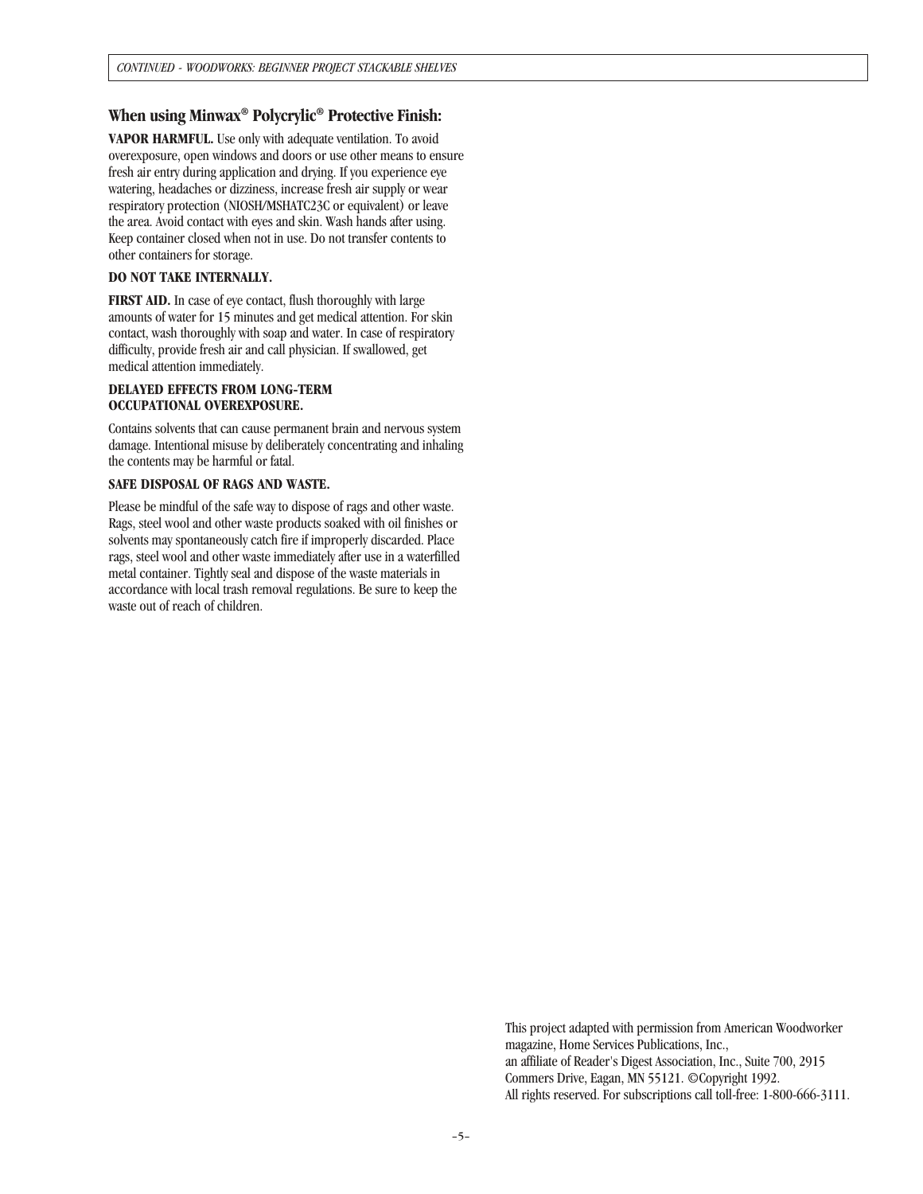## When using Minwax® Polycrylic® Protective Finish:

**VAPOR HARMFUL.** Use only with adequate ventilation. To avoid overexposure, open windows and doors or use other means to ensure fresh air entry during application and drying. If you experience eye watering, headaches or dizziness, increase fresh air supply or wear respiratory protection (NIOSH/MSHATC23C or equivalent) or leave the area. Avoid contact with eyes and skin. Wash hands after using. Keep container closed when not in use. Do not transfer contents to other containers for storage.

**DO NOT TAKE INTERNALLY.**

**FIRST AID.** In case of eye contact, flush thoroughly with large amounts of water for 15 minutes and get medical attention. For skin contact, wash thoroughly with soap and water. In case of respiratory difficulty, provide fresh air and call physician. If swallowed, get medical attention immediately.

**DELAYED EFFECTS FROM LONG-TERM OCCUPATIONAL OVEREXPOSURE.**

Contains solvents that can cause permanent brain and nervous system damage. Intentional misuse by deliberately concentrating and inhaling the contents may be harmful or fatal.

**SAFE DISPOSAL OF RAGS AND WASTE.**

Please be mindful of the safe way to dispose of rags and other waste. Rags, steel wool and other waste products soaked with oil finishes or solvents may spontaneously catch fire if improperly discarded. Place rags, steel wool and other waste immediately after use in a waterfilled metal container. Tightly seal and dispose of the waste materials in accordance with local trash removal regulations. Be sure to keep the waste out of reach of children.

This project adapted with permission from American Woodworker magazine, Home Services Publications, Inc., an affiliate of Reader's Digest Association, Inc., Suite 700, 2915 Commers Drive, Eagan, MN 55121. ©Copyright 1992. All rights reserved. For subscriptions call toll-free: 1-800-666-3111.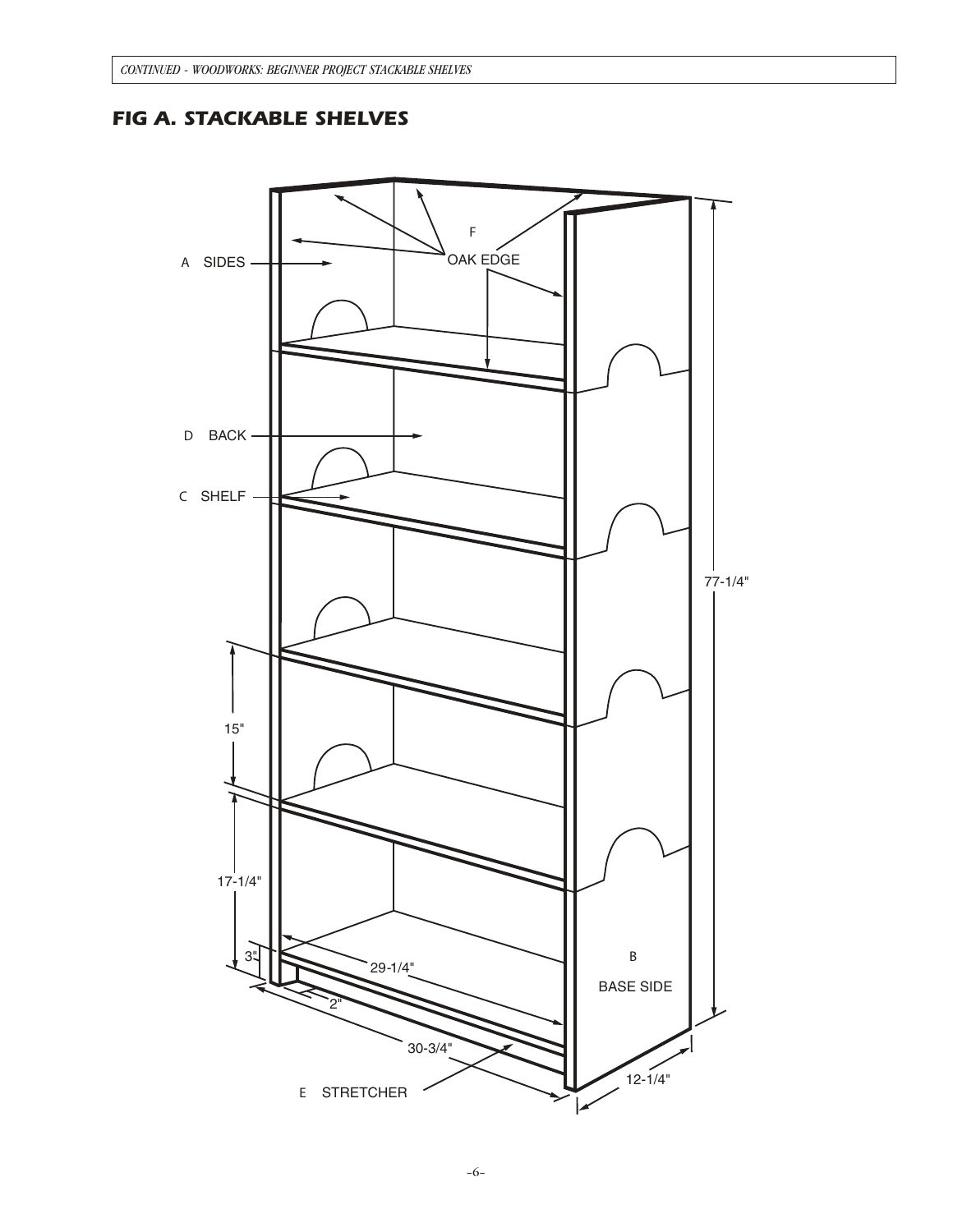# FIG A. STACKABLE SHELVES

A SIDES

F OAK EDGE

D BACK

C SHELF

B BASE SIDE

E STRETCHER

77-1/4"

15"

17-1/4"

3"

2"

29-1/4"

30-3/4"

12-1/4"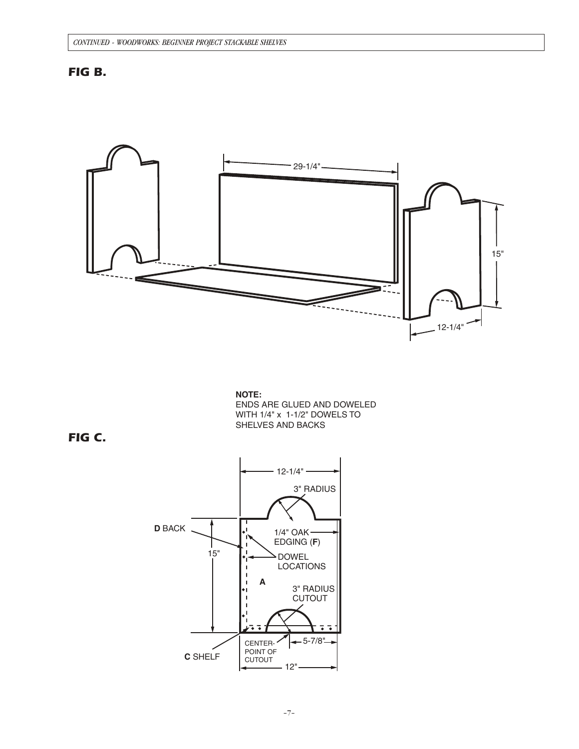## FIG B.

29-1/4"

15"

12-1/4"

**NOTE:**
ENDS ARE GLUED AND DOWELED WITH 1/4" x 1-1/2" DOWELS TO SHELVES AND BACKS

## FIG C.

12-1/4"

3" RADIUS

**D** BACK

15"

1/4" OAK EDGING (**F**)

DOWEL LOCATIONS

**A**

3" RADIUS CUTOUT

CENTER-POINT OF CUTOUT

5-7/8"

**C** SHELF

12"